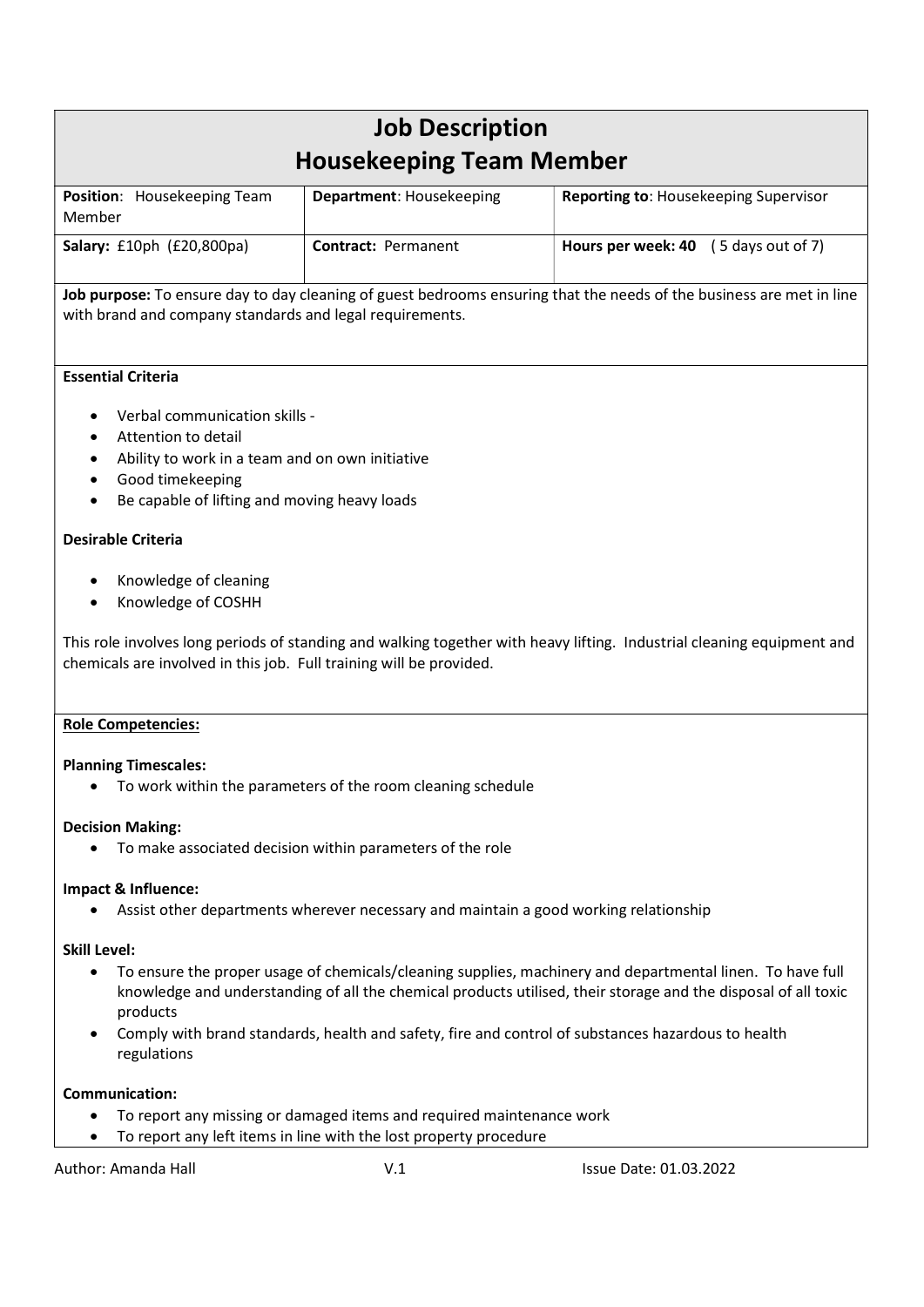# Job Description
# Housekeeping Team Member

| **Position**: Housekeeping Team Member | **Department**: Housekeeping | **Reporting to**: Housekeeping Supervisor |
|---|---|---|
| **Salary:** £10ph (£20,800pa) | **Contract:** Permanent | **Hours per week: 40** ( 5 days out of 7) |

**Job purpose:** To ensure day to day cleaning of guest bedrooms ensuring that the needs of the business are met in line with brand and company standards and legal requirements.

**Essential Criteria**

- Verbal communication skills -
- Attention to detail
- Ability to work in a team and on own initiative
- Good timekeeping
- Be capable of lifting and moving heavy loads

**Desirable Criteria**

- Knowledge of cleaning
- Knowledge of COSHH

This role involves long periods of standing and walking together with heavy lifting. Industrial cleaning equipment and chemicals are involved in this job. Full training will be provided.

**Role Competencies:**

**Planning Timescales:**
- To work within the parameters of the room cleaning schedule

**Decision Making:**
- To make associated decision within parameters of the role

**Impact & Influence:**
- Assist other departments wherever necessary and maintain a good working relationship

**Skill Level:**
- To ensure the proper usage of chemicals/cleaning supplies, machinery and departmental linen. To have full knowledge and understanding of all the chemical products utilised, their storage and the disposal of all toxic products
- Comply with brand standards, health and safety, fire and control of substances hazardous to health regulations

**Communication:**
- To report any missing or damaged items and required maintenance work
- To report any left items in line with the lost property procedure

Author: Amanda Hall V.1 Issue Date: 01.03.2022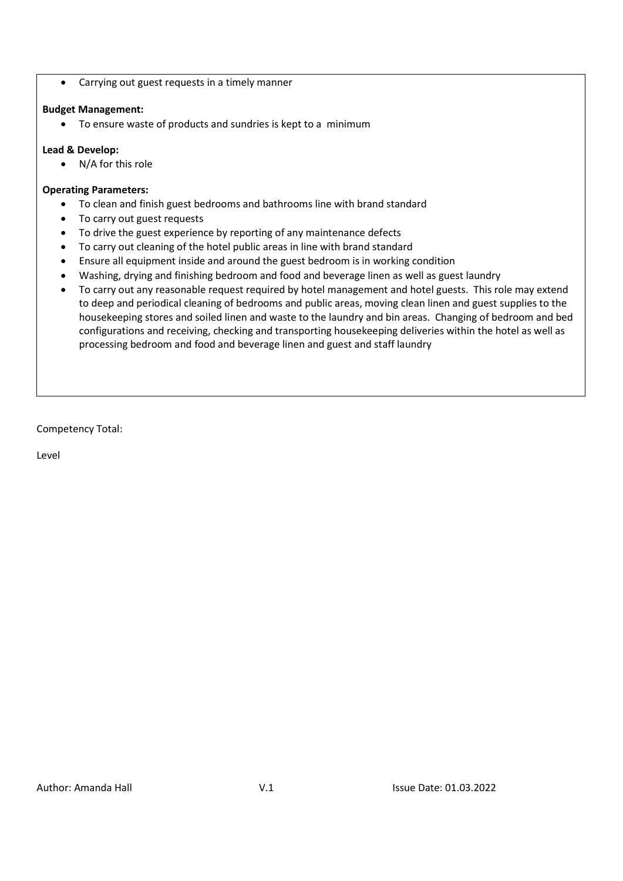- Carrying out guest requests in a timely manner

**Budget Management:**

- To ensure waste of products and sundries is kept to a minimum

**Lead & Develop:**

- N/A for this role

**Operating Parameters:**

- To clean and finish guest bedrooms and bathrooms line with brand standard
- To carry out guest requests
- To drive the guest experience by reporting of any maintenance defects
- To carry out cleaning of the hotel public areas in line with brand standard
- Ensure all equipment inside and around the guest bedroom is in working condition
- Washing, drying and finishing bedroom and food and beverage linen as well as guest laundry
- To carry out any reasonable request required by hotel management and hotel guests. This role may extend to deep and periodical cleaning of bedrooms and public areas, moving clean linen and guest supplies to the housekeeping stores and soiled linen and waste to the laundry and bin areas. Changing of bedroom and bed configurations and receiving, checking and transporting housekeeping deliveries within the hotel as well as processing bedroom and food and beverage linen and guest and staff laundry

Competency Total:

Level

Author: Amanda Hall V.1 Issue Date: 01.03.2022